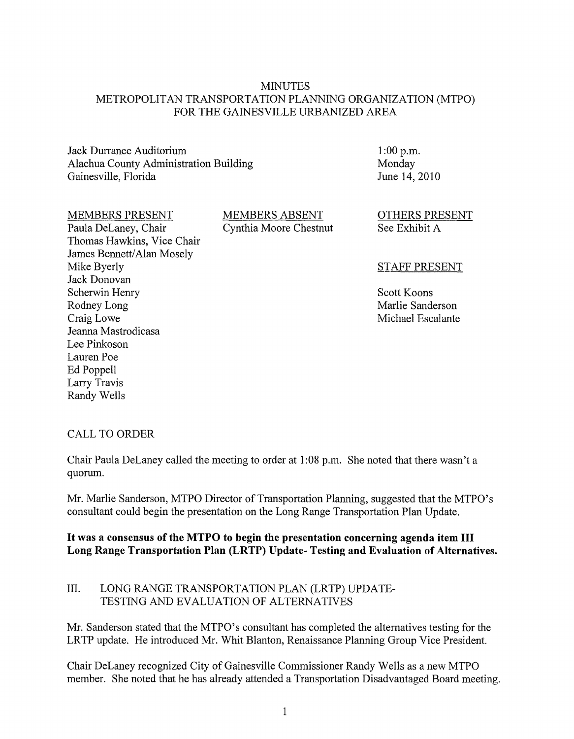# MINUTES
## METROPOLITAN TRANSPORTATION PLANNING ORGANIZATION (MTPO) FOR THE GAINESVILLE URBANIZED AREA

Jack Durrance Auditorium
Alachua County Administration Building
Gainesville, Florida

1:00 p.m.
Monday
June 14, 2010

MEMBERS PRESENT
Paula DeLaney, Chair
Thomas Hawkins, Vice Chair
James Bennett/Alan Mosely
Mike Byerly
Jack Donovan
Scherwin Henry
Rodney Long
Craig Lowe
Jeanna Mastrodicasa
Lee Pinkoson
Lauren Poe
Ed Poppell
Larry Travis
Randy Wells

MEMBERS ABSENT
Cynthia Moore Chestnut

OTHERS PRESENT
See Exhibit A

STAFF PRESENT
Scott Koons
Marlie Sanderson
Michael Escalante

CALL TO ORDER

Chair Paula DeLaney called the meeting to order at 1:08 p.m. She noted that there wasn't a quorum.

Mr. Marlie Sanderson, MTPO Director of Transportation Planning, suggested that the MTPO's consultant could begin the presentation on the Long Range Transportation Plan Update.

**It was a consensus of the MTPO to begin the presentation concerning agenda item III Long Range Transportation Plan (LRTP) Update- Testing and Evaluation of Alternatives.**

III. LONG RANGE TRANSPORTATION PLAN (LRTP) UPDATE- TESTING AND EVALUATION OF ALTERNATIVES

Mr. Sanderson stated that the MTPO's consultant has completed the alternatives testing for the LRTP update. He introduced Mr. Whit Blanton, Renaissance Planning Group Vice President.

Chair DeLaney recognized City of Gainesville Commissioner Randy Wells as a new MTPO member. She noted that he has already attended a Transportation Disadvantaged Board meeting.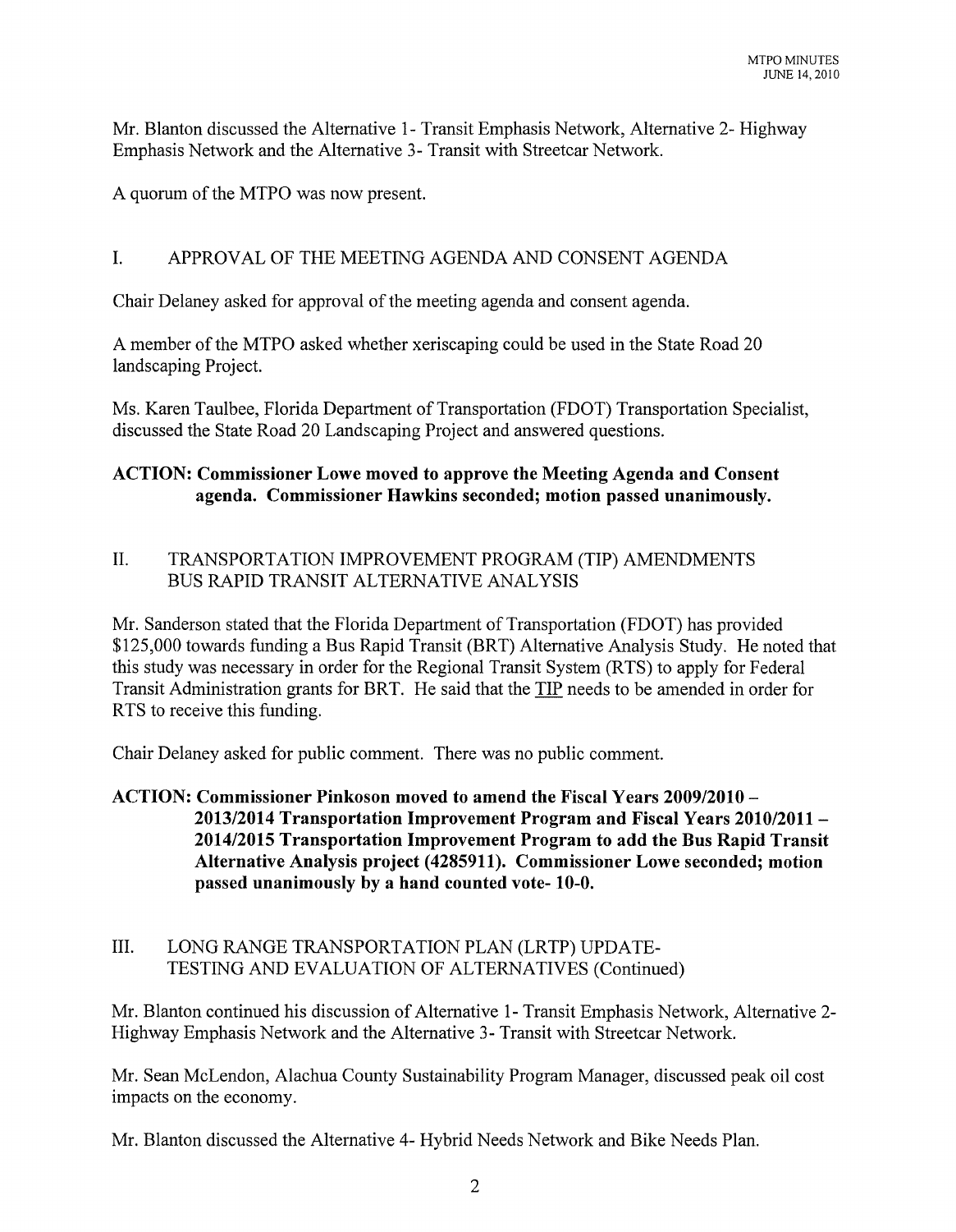Mr. Blanton discussed the Alternative 1- Transit Emphasis Network, Alternative 2- Highway Emphasis Network and the Alternative 3- Transit with Streetcar Network.

A quorum of the MTPO was now present.

## I. APPROVAL OF THE MEETING AGENDA AND CONSENT AGENDA

Chair Delaney asked for approval of the meeting agenda and consent agenda.

A member of the MTPO asked whether xeriscaping could be used in the State Road 20 landscaping Project.

Ms. Karen Taulbee, Florida Department of Transportation (FDOT) Transportation Specialist, discussed the State Road 20 Landscaping Project and answered questions.

**ACTION: Commissioner Lowe moved to approve the Meeting Agenda and Consent agenda. Commissioner Hawkins seconded; motion passed unanimously.**

## II. TRANSPORTATION IMPROVEMENT PROGRAM (TIP) AMENDMENTS BUS RAPID TRANSIT ALTERNATIVE ANALYSIS

Mr. Sanderson stated that the Florida Department of Transportation (FDOT) has provided $125,000 towards funding a Bus Rapid Transit (BRT) Alternative Analysis Study. He noted that this study was necessary in order for the Regional Transit System (RTS) to apply for Federal Transit Administration grants for BRT. He said that the TIP needs to be amended in order for RTS to receive this funding.

Chair Delaney asked for public comment. There was no public comment.

**ACTION: Commissioner Pinkoson moved to amend the Fiscal Years 2009/2010 – 2013/2014 Transportation Improvement Program and Fiscal Years 2010/2011 – 2014/2015 Transportation Improvement Program to add the Bus Rapid Transit Alternative Analysis project (4285911). Commissioner Lowe seconded; motion passed unanimously by a hand counted vote- 10-0.**

## III. LONG RANGE TRANSPORTATION PLAN (LRTP) UPDATE- TESTING AND EVALUATION OF ALTERNATIVES (Continued)

Mr. Blanton continued his discussion of Alternative 1- Transit Emphasis Network, Alternative 2- Highway Emphasis Network and the Alternative 3- Transit with Streetcar Network.

Mr. Sean McLendon, Alachua County Sustainability Program Manager, discussed peak oil cost impacts on the economy.

Mr. Blanton discussed the Alternative 4- Hybrid Needs Network and Bike Needs Plan.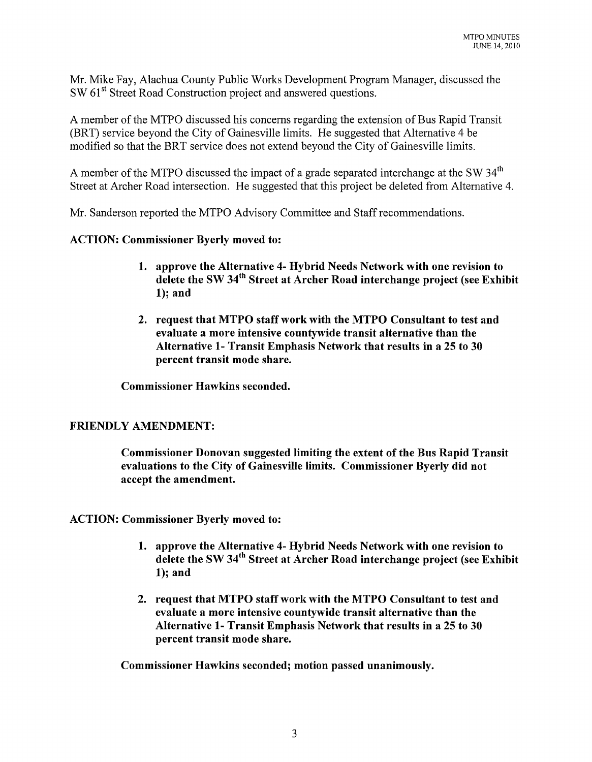Mr. Mike Fay, Alachua County Public Works Development Program Manager, discussed the SW 61st Street Road Construction project and answered questions.

A member of the MTPO discussed his concerns regarding the extension of Bus Rapid Transit (BRT) service beyond the City of Gainesville limits. He suggested that Alternative 4 be modified so that the BRT service does not extend beyond the City of Gainesville limits.

A member of the MTPO discussed the impact of a grade separated interchange at the SW 34th Street at Archer Road intersection. He suggested that this project be deleted from Alternative 4.

Mr. Sanderson reported the MTPO Advisory Committee and Staff recommendations.

**ACTION: Commissioner Byerly moved to:**

1. **approve the Alternative 4- Hybrid Needs Network with one revision to delete the SW 34th Street at Archer Road interchange project (see Exhibit 1); and**
2. **request that MTPO staff work with the MTPO Consultant to test and evaluate a more intensive countywide transit alternative than the Alternative 1- Transit Emphasis Network that results in a 25 to 30 percent transit mode share.**

**Commissioner Hawkins seconded.**

**FRIENDLY AMENDMENT:**

**Commissioner Donovan suggested limiting the extent of the Bus Rapid Transit evaluations to the City of Gainesville limits. Commissioner Byerly did not accept the amendment.**

**ACTION: Commissioner Byerly moved to:**

1. **approve the Alternative 4- Hybrid Needs Network with one revision to delete the SW 34th Street at Archer Road interchange project (see Exhibit 1); and**
2. **request that MTPO staff work with the MTPO Consultant to test and evaluate a more intensive countywide transit alternative than the Alternative 1- Transit Emphasis Network that results in a 25 to 30 percent transit mode share.**

**Commissioner Hawkins seconded; motion passed unanimously.**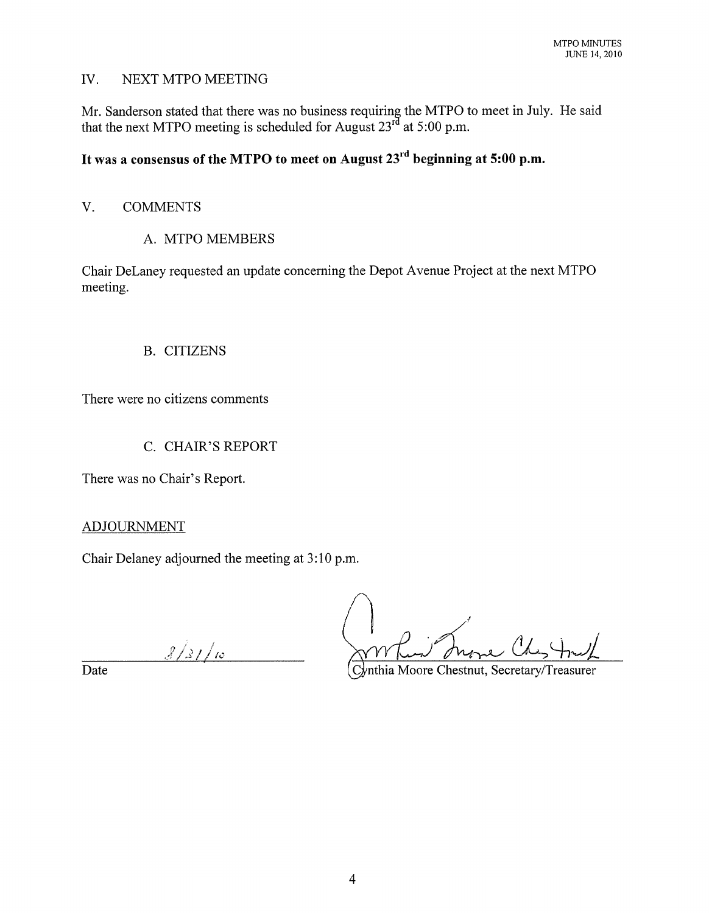## IV. NEXT MTPO MEETING

Mr. Sanderson stated that there was no business requiring the MTPO to meet in July. He said that the next MTPO meeting is scheduled for August 23rd at 5:00 p.m.

**It was a consensus of the MTPO to meet on August 23rd beginning at 5:00 p.m.**

## V. COMMENTS

### A. MTPO MEMBERS

Chair DeLaney requested an update concerning the Depot Avenue Project at the next MTPO meeting.

### B. CITIZENS

There were no citizens comments

### C. CHAIR'S REPORT

There was no Chair's Report.

## ADJOURNMENT

Chair Delaney adjourned the meeting at 3:10 p.m.

8/21/10
Date

Cynthia Moore Chestnut, Secretary/Treasurer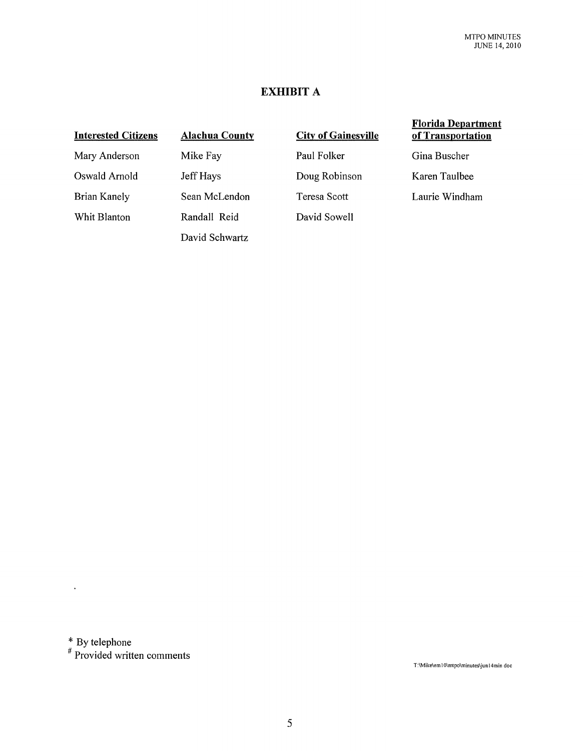# EXHIBIT A

| Interested Citizens | Alachua County | City of Gainesville | Florida Department of Transportation |
|---|---|---|---|
| Mary Anderson | Mike Fay | Paul Folker | Gina Buscher |
| Oswald Arnold | Jeff Hays | Doug Robinson | Karen Taulbee |
| Brian Kanely | Sean McLendon | Teresa Scott | Laurie Windham |
| Whit Blanton | Randall Reid | David Sowell | |
| | David Schwartz | | |

\* By telephone
\# Provided written comments

T:\Mike\em10\mtpo\minutes\jun14min doc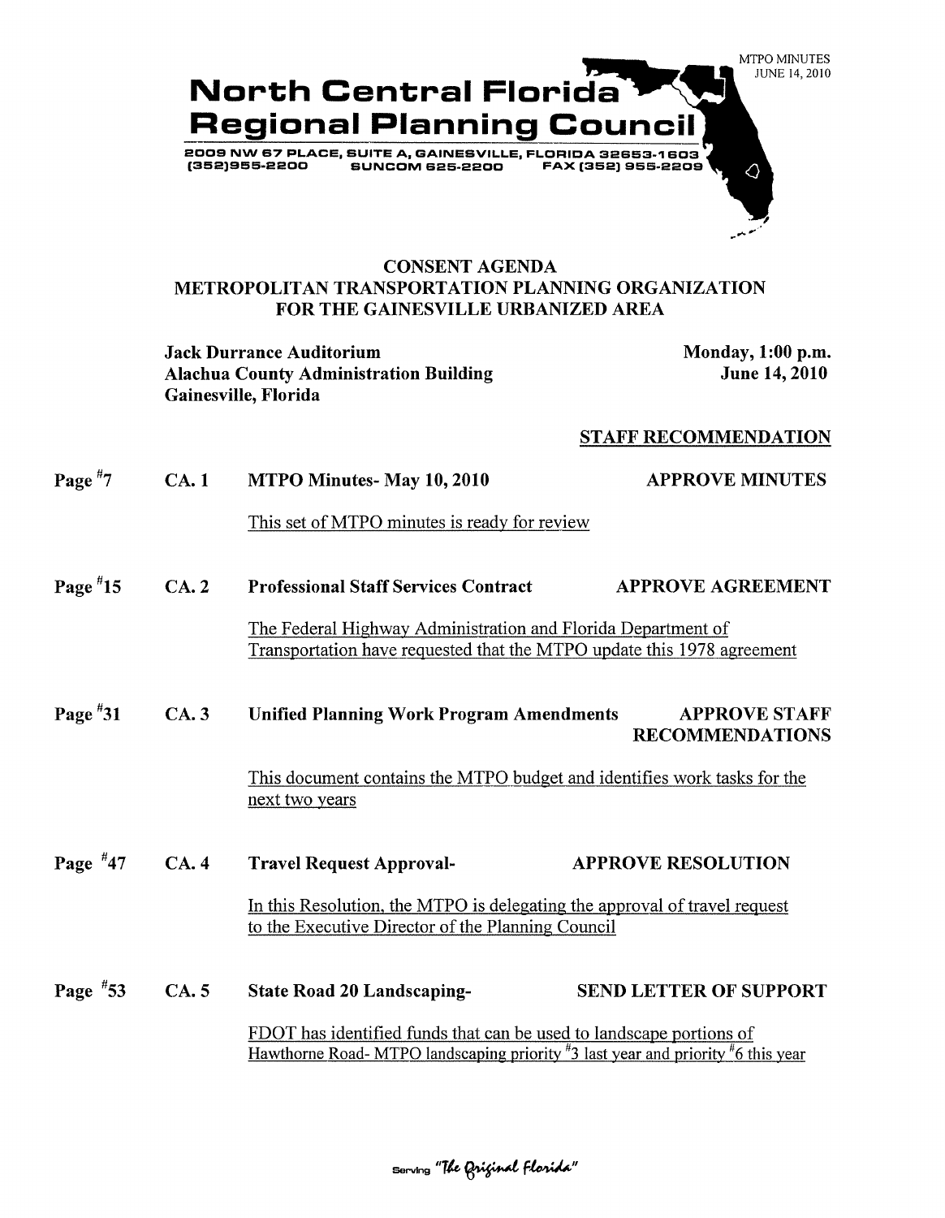MTPO MINUTES
JUNE 14, 2010

# North Central Florida Regional Planning Council

2009 NW 67 PLACE, SUITE A, GAINESVILLE, FLORIDA 32653-1603
(352)955-2200 SUNCOM 625-2200 FAX (352) 955-2209

## CONSENT AGENDA
## METROPOLITAN TRANSPORTATION PLANNING ORGANIZATION FOR THE GAINESVILLE URBANIZED AREA

**Jack Durrance Auditorium**
**Alachua County Administration Building**
**Gainesville, Florida**

**Monday, 1:00 p.m.**
**June 14, 2010**

**STAFF RECOMMENDATION**

**Page #7 CA. 1 MTPO Minutes- May 10, 2010** — **APPROVE MINUTES**

This set of MTPO minutes is ready for review

**Page #15 CA. 2 Professional Staff Services Contract** — **APPROVE AGREEMENT**

The Federal Highway Administration and Florida Department of Transportation have requested that the MTPO update this 1978 agreement

**Page #31 CA. 3 Unified Planning Work Program Amendments** — **APPROVE STAFF RECOMMENDATIONS**

This document contains the MTPO budget and identifies work tasks for the next two years

**Page #47 CA. 4 Travel Request Approval-** — **APPROVE RESOLUTION**

In this Resolution, the MTPO is delegating the approval of travel request to the Executive Director of the Planning Council

**Page #53 CA. 5 State Road 20 Landscaping-** — **SEND LETTER OF SUPPORT**

FDOT has identified funds that can be used to landscape portions of Hawthorne Road- MTPO landscaping priority #3 last year and priority #6 this year

Serving "The Original Florida"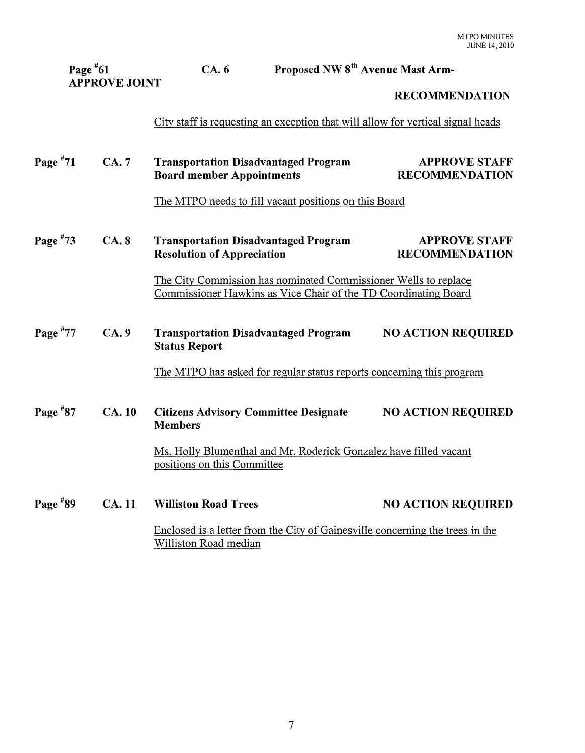Page #61 CA. 6 **Proposed NW 8th Avenue Mast Arm-** **APPROVE JOINT RECOMMENDATION**

City staff is requesting an exception that will allow for vertical signal heads

Page #71 CA. 7 **Transportation Disadvantaged Program Board member Appointments** **APPROVE STAFF RECOMMENDATION**

The MTPO needs to fill vacant positions on this Board

Page #73 CA. 8 **Transportation Disadvantaged Program Resolution of Appreciation** **APPROVE STAFF RECOMMENDATION**

The City Commission has nominated Commissioner Wells to replace Commissioner Hawkins as Vice Chair of the TD Coordinating Board

Page #77 CA. 9 **Transportation Disadvantaged Program Status Report** **NO ACTION REQUIRED**

The MTPO has asked for regular status reports concerning this program

Page #87 CA. 10 **Citizens Advisory Committee Designate Members** **NO ACTION REQUIRED**

Ms. Holly Blumenthal and Mr. Roderick Gonzalez have filled vacant positions on this Committee

Page #89 CA. 11 **Williston Road Trees** **NO ACTION REQUIRED**

Enclosed is a letter from the City of Gainesville concerning the trees in the Williston Road median